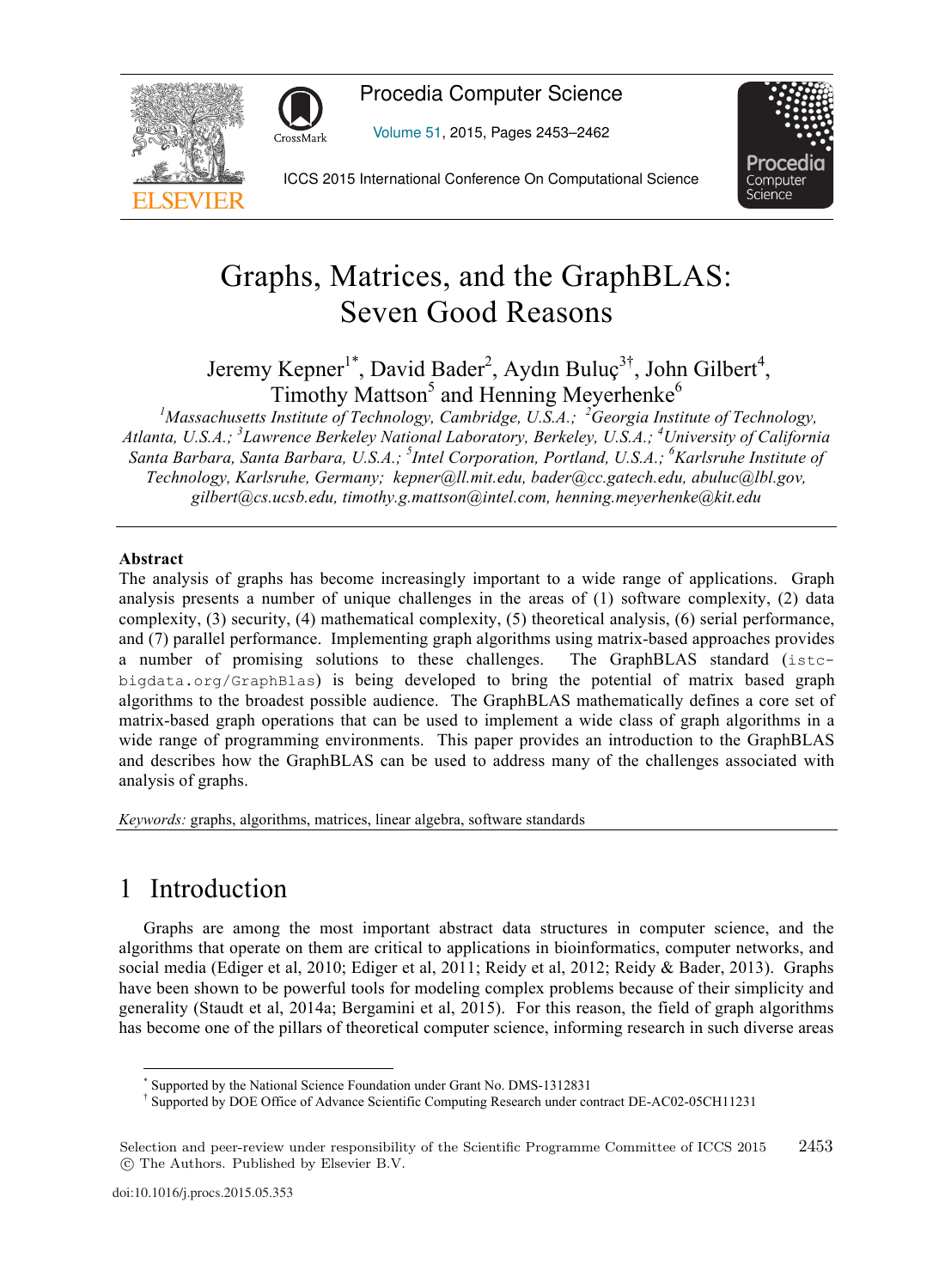# Graphs, Matrices, and the GraphBLAS: Seven Good Reasons

Jeremy Kepner[1*], David Bader[2], Aydın Buluç[3†], John Gilbert[4], Timothy Mattson[5] and Henning Meyerhenke[6]

*[1]Massachusetts Institute of Technology, Cambridge, U.S.A.; [2]Georgia Institute of Technology, Atlanta, U.S.A.; [3]Lawrence Berkeley National Laboratory, Berkeley, U.S.A.; [4]University of California Santa Barbara, Santa Barbara, U.S.A.; [5]Intel Corporation, Portland, U.S.A.; [6]Karlsruhe Institute of Technology, Karlsruhe, Germany; kepner@ll.mit.edu, bader@cc.gatech.edu, abuluc@lbl.gov, gilbert@cs.ucsb.edu, timothy.g.mattson@intel.com, henning.meyerhenke@kit.edu*

---

**Abstract**

The analysis of graphs has become increasingly important to a wide range of applications. Graph analysis presents a number of unique challenges in the areas of (1) software complexity, (2) data complexity, (3) security, (4) mathematical complexity, (5) theoretical analysis, (6) serial performance, and (7) parallel performance. Implementing graph algorithms using matrix-based approaches provides a number of promising solutions to these challenges. The GraphBLAS standard (`istc-bigdata.org/GraphBlas`) is being developed to bring the potential of matrix based graph algorithms to the broadest possible audience. The GraphBLAS mathematically defines a core set of matrix-based graph operations that can be used to implement a wide class of graph algorithms in a wide range of programming environments. This paper provides an introduction to the GraphBLAS and describes how the GraphBLAS can be used to address many of the challenges associated with analysis of graphs.

*Keywords:* graphs, algorithms, matrices, linear algebra, software standards

---

## 1 Introduction

Graphs are among the most important abstract data structures in computer science, and the algorithms that operate on them are critical to applications in bioinformatics, computer networks, and social media (Ediger et al, 2010; Ediger et al, 2011; Reidy et al, 2012; Reidy & Bader, 2013). Graphs have been shown to be powerful tools for modeling complex problems because of their simplicity and generality (Staudt et al, 2014a; Bergamini et al, 2015). For this reason, the field of graph algorithms has become one of the pillars of theoretical computer science, informing research in such diverse areas

---

[*] Supported by the National Science Foundation under Grant No. DMS-1312831

[†] Supported by DOE Office of Advance Scientific Computing Research under contract DE-AC02-05CH11231

Selection and peer-review under responsibility of the Scientific Programme Committee of ICCS 2015
© The Authors. Published by Elsevier B.V.

doi:10.1016/j.procs.2015.05.353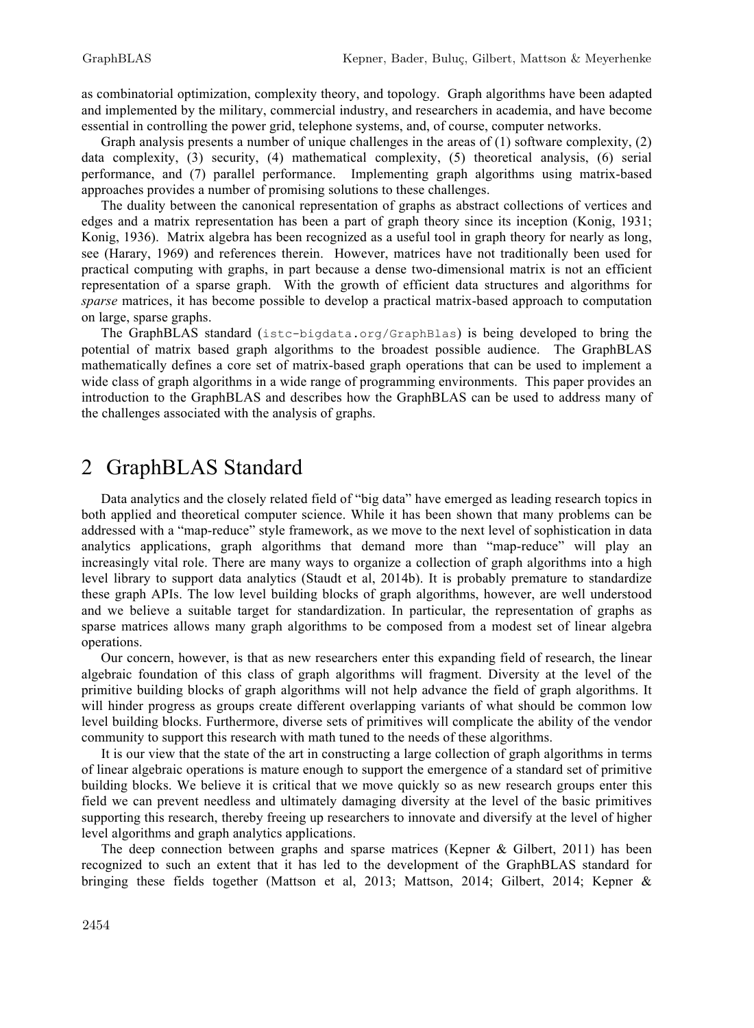as combinatorial optimization, complexity theory, and topology. Graph algorithms have been adapted and implemented by the military, commercial industry, and researchers in academia, and have become essential in controlling the power grid, telephone systems, and, of course, computer networks.

Graph analysis presents a number of unique challenges in the areas of (1) software complexity, (2) data complexity, (3) security, (4) mathematical complexity, (5) theoretical analysis, (6) serial performance, and (7) parallel performance. Implementing graph algorithms using matrix-based approaches provides a number of promising solutions to these challenges.

The duality between the canonical representation of graphs as abstract collections of vertices and edges and a matrix representation has been a part of graph theory since its inception (Konig, 1931; Konig, 1936). Matrix algebra has been recognized as a useful tool in graph theory for nearly as long, see (Harary, 1969) and references therein. However, matrices have not traditionally been used for practical computing with graphs, in part because a dense two-dimensional matrix is not an efficient representation of a sparse graph. With the growth of efficient data structures and algorithms for *sparse* matrices, it has become possible to develop a practical matrix-based approach to computation on large, sparse graphs.

The GraphBLAS standard (`istc-bigdata.org/GraphBlas`) is being developed to bring the potential of matrix based graph algorithms to the broadest possible audience. The GraphBLAS mathematically defines a core set of matrix-based graph operations that can be used to implement a wide class of graph algorithms in a wide range of programming environments. This paper provides an introduction to the GraphBLAS and describes how the GraphBLAS can be used to address many of the challenges associated with the analysis of graphs.

# 2 GraphBLAS Standard

Data analytics and the closely related field of "big data" have emerged as leading research topics in both applied and theoretical computer science. While it has been shown that many problems can be addressed with a "map-reduce" style framework, as we move to the next level of sophistication in data analytics applications, graph algorithms that demand more than "map-reduce" will play an increasingly vital role. There are many ways to organize a collection of graph algorithms into a high level library to support data analytics (Staudt et al, 2014b). It is probably premature to standardize these graph APIs. The low level building blocks of graph algorithms, however, are well understood and we believe a suitable target for standardization. In particular, the representation of graphs as sparse matrices allows many graph algorithms to be composed from a modest set of linear algebra operations.

Our concern, however, is that as new researchers enter this expanding field of research, the linear algebraic foundation of this class of graph algorithms will fragment. Diversity at the level of the primitive building blocks of graph algorithms will not help advance the field of graph algorithms. It will hinder progress as groups create different overlapping variants of what should be common low level building blocks. Furthermore, diverse sets of primitives will complicate the ability of the vendor community to support this research with math tuned to the needs of these algorithms.

It is our view that the state of the art in constructing a large collection of graph algorithms in terms of linear algebraic operations is mature enough to support the emergence of a standard set of primitive building blocks. We believe it is critical that we move quickly so as new research groups enter this field we can prevent needless and ultimately damaging diversity at the level of the basic primitives supporting this research, thereby freeing up researchers to innovate and diversify at the level of higher level algorithms and graph analytics applications.

The deep connection between graphs and sparse matrices (Kepner & Gilbert, 2011) has been recognized to such an extent that it has led to the development of the GraphBLAS standard for bringing these fields together (Mattson et al, 2013; Mattson, 2014; Gilbert, 2014; Kepner &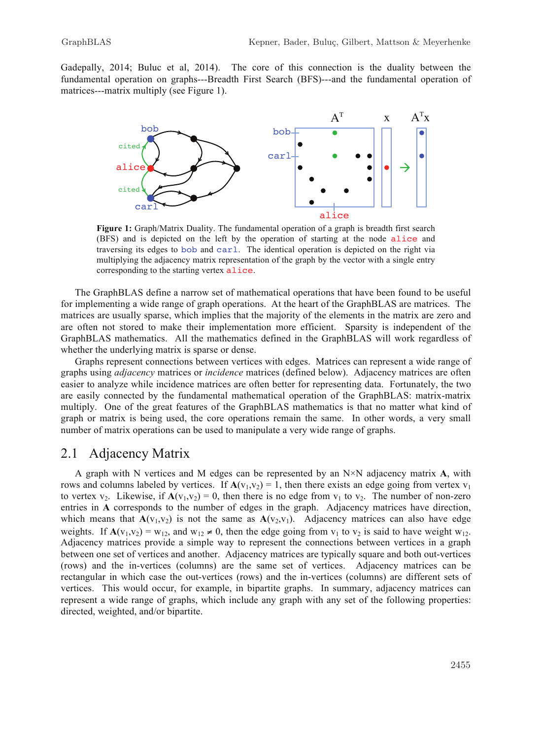Gadepally, 2014; Buluc et al, 2014). The core of this connection is the duality between the fundamental operation on graphs---Breadth First Search (BFS)---and the fundamental operation of matrices---matrix multiply (see Figure 1).

bob
cited
alice
cited
carl

$A^T$
x
$A^Tx$
bob
carl
alice

**Figure 1:** Graph/Matrix Duality. The fundamental operation of a graph is breadth first search (BFS) and is depicted on the left by the operation of starting at the node alice and traversing its edges to bob and carl. The identical operation is depicted on the right via multiplying the adjacency matrix representation of the graph by the vector with a single entry corresponding to the starting vertex alice.

The GraphBLAS define a narrow set of mathematical operations that have been found to be useful for implementing a wide range of graph operations. At the heart of the GraphBLAS are matrices. The matrices are usually sparse, which implies that the majority of the elements in the matrix are zero and are often not stored to make their implementation more efficient. Sparsity is independent of the GraphBLAS mathematics. All the mathematics defined in the GraphBLAS will work regardless of whether the underlying matrix is sparse or dense.

Graphs represent connections between vertices with edges. Matrices can represent a wide range of graphs using *adjacency* matrices or *incidence* matrices (defined below). Adjacency matrices are often easier to analyze while incidence matrices are often better for representing data. Fortunately, the two are easily connected by the fundamental mathematical operation of the GraphBLAS: matrix-matrix multiply. One of the great features of the GraphBLAS mathematics is that no matter what kind of graph or matrix is being used, the core operations remain the same. In other words, a very small number of matrix operations can be used to manipulate a very wide range of graphs.

## 2.1 Adjacency Matrix

A graph with N vertices and M edges can be represented by an N×N adjacency matrix **A**, with rows and columns labeled by vertices. If $\mathbf{A}(v_1,v_2) = 1$, then there exists an edge going from vertex $v_1$ to vertex $v_2$. Likewise, if $\mathbf{A}(v_1,v_2) = 0$, then there is no edge from $v_1$ to $v_2$. The number of non-zero entries in **A** corresponds to the number of edges in the graph. Adjacency matrices have direction, which means that $\mathbf{A}(v_1,v_2)$ is not the same as $\mathbf{A}(v_2,v_1)$. Adjacency matrices can also have edge weights. If $\mathbf{A}(v_1,v_2) = w_{12}$, and $w_{12} \neq 0$, then the edge going from $v_1$ to $v_2$ is said to have weight $w_{12}$. Adjacency matrices provide a simple way to represent the connections between vertices in a graph between one set of vertices and another. Adjacency matrices are typically square and both out-vertices (rows) and the in-vertices (columns) are the same set of vertices. Adjacency matrices can be rectangular in which case the out-vertices (rows) and the in-vertices (columns) are different sets of vertices. This would occur, for example, in bipartite graphs. In summary, adjacency matrices can represent a wide range of graphs, which include any graph with any set of the following properties: directed, weighted, and/or bipartite.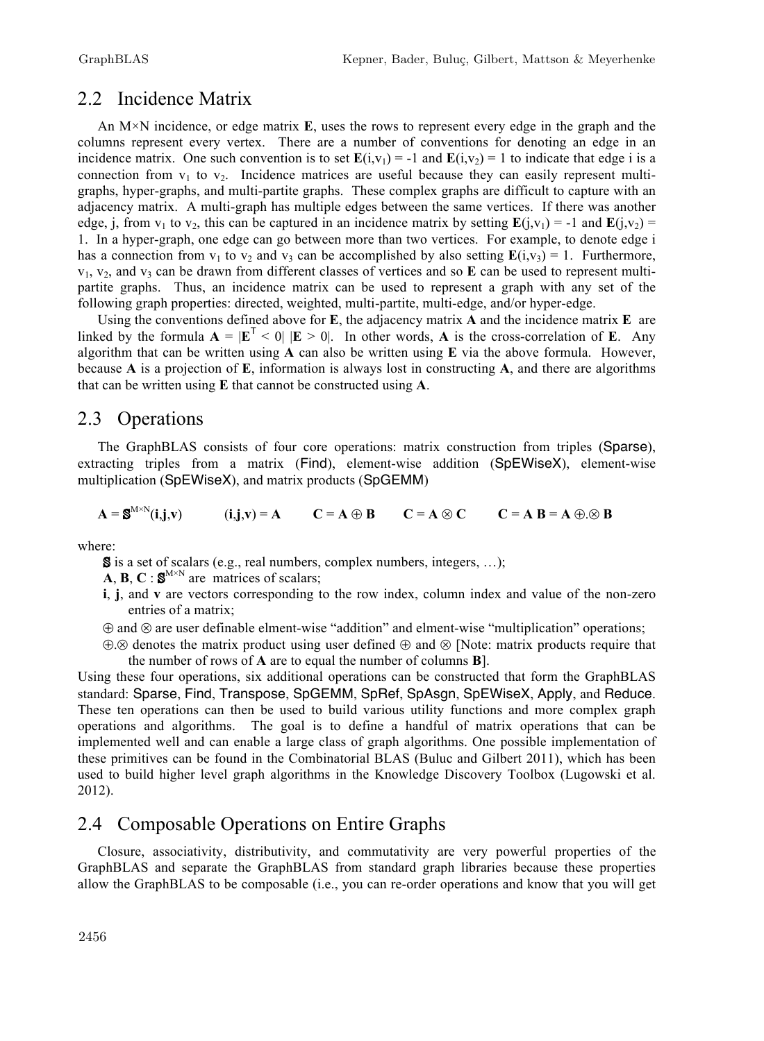## 2.2 Incidence Matrix

An M×N incidence, or edge matrix **E**, uses the rows to represent every edge in the graph and the columns represent every vertex. There are a number of conventions for denoting an edge in an incidence matrix. One such convention is to set $\mathbf{E}(i,v_1) = -1$ and $\mathbf{E}(i,v_2) = 1$ to indicate that edge i is a connection from $v_1$ to $v_2$. Incidence matrices are useful because they can easily represent multi-graphs, hyper-graphs, and multi-partite graphs. These complex graphs are difficult to capture with an adjacency matrix. A multi-graph has multiple edges between the same vertices. If there was another edge, j, from $v_1$ to $v_2$, this can be captured in an incidence matrix by setting $\mathbf{E}(j,v_1) = -1$ and $\mathbf{E}(j,v_2) = 1$. In a hyper-graph, one edge can go between more than two vertices. For example, to denote edge i has a connection from $v_1$ to $v_2$ and $v_3$ can be accomplished by also setting $\mathbf{E}(i,v_3) = 1$. Furthermore, $v_1$, $v_2$, and $v_3$ can be drawn from different classes of vertices and so **E** can be used to represent multi-partite graphs. Thus, an incidence matrix can be used to represent a graph with any set of the following graph properties: directed, weighted, multi-partite, multi-edge, and/or hyper-edge.

Using the conventions defined above for **E**, the adjacency matrix **A** and the incidence matrix **E** are linked by the formula $\mathbf{A} = |\mathbf{E}^T < 0|\ |\mathbf{E} > 0|$. In other words, **A** is the cross-correlation of **E**. Any algorithm that can be written using **A** can also be written using **E** via the above formula. However, because **A** is a projection of **E**, information is always lost in constructing **A**, and there are algorithms that can be written using **E** that cannot be constructed using **A**.

## 2.3 Operations

The GraphBLAS consists of four core operations: matrix construction from triples (Sparse), extracting triples from a matrix (Find), element-wise addition (SpEWiseX), element-wise multiplication (SpEWiseX), and matrix products (SpGEMM)

$$\mathbf{A} = \mathbb{S}^{M\times N}(\mathbf{i},\mathbf{j},\mathbf{v}) \qquad (\mathbf{i},\mathbf{j},\mathbf{v}) = \mathbf{A} \qquad \mathbf{C} = \mathbf{A} \oplus \mathbf{B} \qquad \mathbf{C} = \mathbf{A} \otimes \mathbf{C} \qquad \mathbf{C} = \mathbf{A}\,\mathbf{B} = \mathbf{A} \oplus.\otimes \mathbf{B}$$

where:

- $\mathbb{S}$ is a set of scalars (e.g., real numbers, complex numbers, integers, …);
- $\mathbf{A}, \mathbf{B}, \mathbf{C} : \mathbb{S}^{M\times N}$ are matrices of scalars;
- **i**, **j**, and **v** are vectors corresponding to the row index, column index and value of the non-zero entries of a matrix;
- $\oplus$ and $\otimes$ are user definable elment-wise "addition" and elment-wise "multiplication" operations;
- $\oplus.\otimes$ denotes the matrix product using user defined $\oplus$ and $\otimes$ [Note: matrix products require that the number of rows of **A** are to equal the number of columns **B**].

Using these four operations, six additional operations can be constructed that form the GraphBLAS standard: Sparse, Find, Transpose, SpGEMM, SpRef, SpAsgn, SpEWiseX, Apply, and Reduce. These ten operations can then be used to build various utility functions and more complex graph operations and algorithms. The goal is to define a handful of matrix operations that can be implemented well and can enable a large class of graph algorithms. One possible implementation of these primitives can be found in the Combinatorial BLAS (Buluc and Gilbert 2011), which has been used to build higher level graph algorithms in the Knowledge Discovery Toolbox (Lugowski et al. 2012).

## 2.4 Composable Operations on Entire Graphs

Closure, associativity, distributivity, and commutativity are very powerful properties of the GraphBLAS and separate the GraphBLAS from standard graph libraries because these properties allow the GraphBLAS to be composable (i.e., you can re-order operations and know that you will get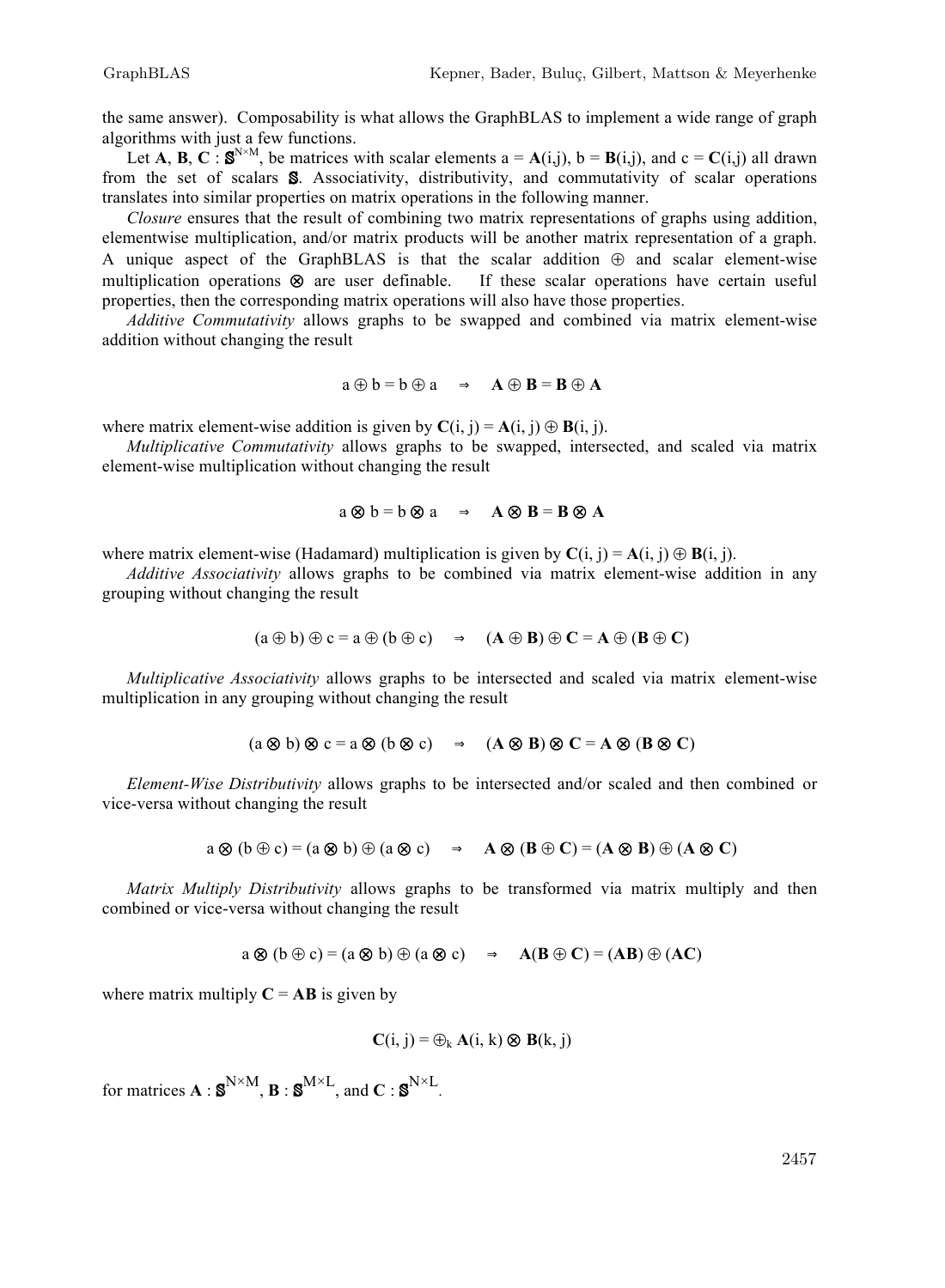the same answer). Composability is what allows the GraphBLAS to implement a wide range of graph algorithms with just a few functions.

Let **A**, **B**, **C** : $\mathbb{S}^{N\times M}$, be matrices with scalar elements a = **A**(i,j), b = **B**(i,j), and c = **C**(i,j) all drawn from the set of scalars $\mathbb{S}$. Associativity, distributivity, and commutativity of scalar operations translates into similar properties on matrix operations in the following manner.

*Closure* ensures that the result of combining two matrix representations of graphs using addition, elementwise multiplication, and/or matrix products will be another matrix representation of a graph. A unique aspect of the GraphBLAS is that the scalar addition ⊕ and scalar element-wise multiplication operations ⊗ are user definable. If these scalar operations have certain useful properties, then the corresponding matrix operations will also have those properties.

*Additive Commutativity* allows graphs to be swapped and combined via matrix element-wise addition without changing the result

$$a \oplus b = b \oplus a \quad \Rightarrow \quad \mathbf{A} \oplus \mathbf{B} = \mathbf{B} \oplus \mathbf{A}$$

where matrix element-wise addition is given by **C**(i, j) = **A**(i, j) ⊕ **B**(i, j).

*Multiplicative Commutativity* allows graphs to be swapped, intersected, and scaled via matrix element-wise multiplication without changing the result

$$a \otimes b = b \otimes a \quad \Rightarrow \quad \mathbf{A} \otimes \mathbf{B} = \mathbf{B} \otimes \mathbf{A}$$

where matrix element-wise (Hadamard) multiplication is given by **C**(i, j) = **A**(i, j) ⊕ **B**(i, j).

*Additive Associativity* allows graphs to be combined via matrix element-wise addition in any grouping without changing the result

$$(a \oplus b) \oplus c = a \oplus (b \oplus c) \quad \Rightarrow \quad (\mathbf{A} \oplus \mathbf{B}) \oplus \mathbf{C} = \mathbf{A} \oplus (\mathbf{B} \oplus \mathbf{C})$$

*Multiplicative Associativity* allows graphs to be intersected and scaled via matrix element-wise multiplication in any grouping without changing the result

$$(a \otimes b) \otimes c = a \otimes (b \otimes c) \quad \Rightarrow \quad (\mathbf{A} \otimes \mathbf{B}) \otimes \mathbf{C} = \mathbf{A} \otimes (\mathbf{B} \otimes \mathbf{C})$$

*Element-Wise Distributivity* allows graphs to be intersected and/or scaled and then combined or vice-versa without changing the result

$$a \otimes (b \oplus c) = (a \otimes b) \oplus (a \otimes c) \quad \Rightarrow \quad \mathbf{A} \otimes (\mathbf{B} \oplus \mathbf{C}) = (\mathbf{A} \otimes \mathbf{B}) \oplus (\mathbf{A} \otimes \mathbf{C})$$

*Matrix Multiply Distributivity* allows graphs to be transformed via matrix multiply and then combined or vice-versa without changing the result

$$a \otimes (b \oplus c) = (a \otimes b) \oplus (a \otimes c) \quad \Rightarrow \quad \mathbf{A}(\mathbf{B} \oplus \mathbf{C}) = (\mathbf{AB}) \oplus (\mathbf{AC})$$

where matrix multiply **C** = **AB** is given by

$$\mathbf{C}(i, j) = \oplus_k \mathbf{A}(i, k) \otimes \mathbf{B}(k, j)$$

for matrices **A** : $\mathbb{S}^{N\times M}$, **B** : $\mathbb{S}^{M\times L}$, and **C** : $\mathbb{S}^{N\times L}$.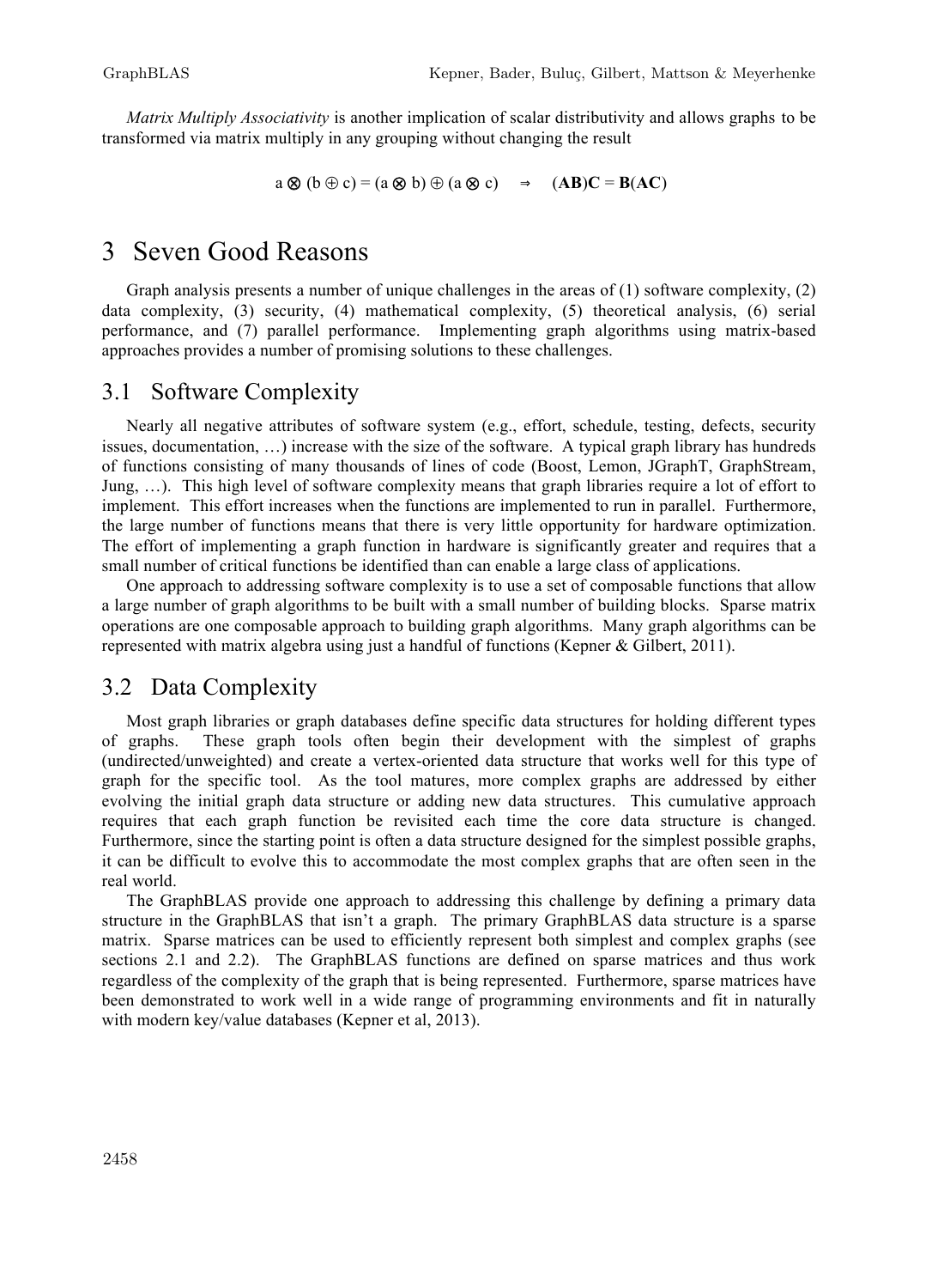*Matrix Multiply Associativity* is another implication of scalar distributivity and allows graphs to be transformed via matrix multiply in any grouping without changing the result

$$a \otimes (b \oplus c) = (a \otimes b) \oplus (a \otimes c) \quad \Rightarrow \quad (\mathbf{AB})\mathbf{C} = \mathbf{B}(\mathbf{AC})$$

# 3 Seven Good Reasons

Graph analysis presents a number of unique challenges in the areas of (1) software complexity, (2) data complexity, (3) security, (4) mathematical complexity, (5) theoretical analysis, (6) serial performance, and (7) parallel performance. Implementing graph algorithms using matrix-based approaches provides a number of promising solutions to these challenges.

## 3.1 Software Complexity

Nearly all negative attributes of software system (e.g., effort, schedule, testing, defects, security issues, documentation, …) increase with the size of the software. A typical graph library has hundreds of functions consisting of many thousands of lines of code (Boost, Lemon, JGraphT, GraphStream, Jung, …). This high level of software complexity means that graph libraries require a lot of effort to implement. This effort increases when the functions are implemented to run in parallel. Furthermore, the large number of functions means that there is very little opportunity for hardware optimization. The effort of implementing a graph function in hardware is significantly greater and requires that a small number of critical functions be identified than can enable a large class of applications.

One approach to addressing software complexity is to use a set of composable functions that allow a large number of graph algorithms to be built with a small number of building blocks. Sparse matrix operations are one composable approach to building graph algorithms. Many graph algorithms can be represented with matrix algebra using just a handful of functions (Kepner & Gilbert, 2011).

## 3.2 Data Complexity

Most graph libraries or graph databases define specific data structures for holding different types of graphs. These graph tools often begin their development with the simplest of graphs (undirected/unweighted) and create a vertex-oriented data structure that works well for this type of graph for the specific tool. As the tool matures, more complex graphs are addressed by either evolving the initial graph data structure or adding new data structures. This cumulative approach requires that each graph function be revisited each time the core data structure is changed. Furthermore, since the starting point is often a data structure designed for the simplest possible graphs, it can be difficult to evolve this to accommodate the most complex graphs that are often seen in the real world.

The GraphBLAS provide one approach to addressing this challenge by defining a primary data structure in the GraphBLAS that isn't a graph. The primary GraphBLAS data structure is a sparse matrix. Sparse matrices can be used to efficiently represent both simplest and complex graphs (see sections 2.1 and 2.2). The GraphBLAS functions are defined on sparse matrices and thus work regardless of the complexity of the graph that is being represented. Furthermore, sparse matrices have been demonstrated to work well in a wide range of programming environments and fit in naturally with modern key/value databases (Kepner et al, 2013).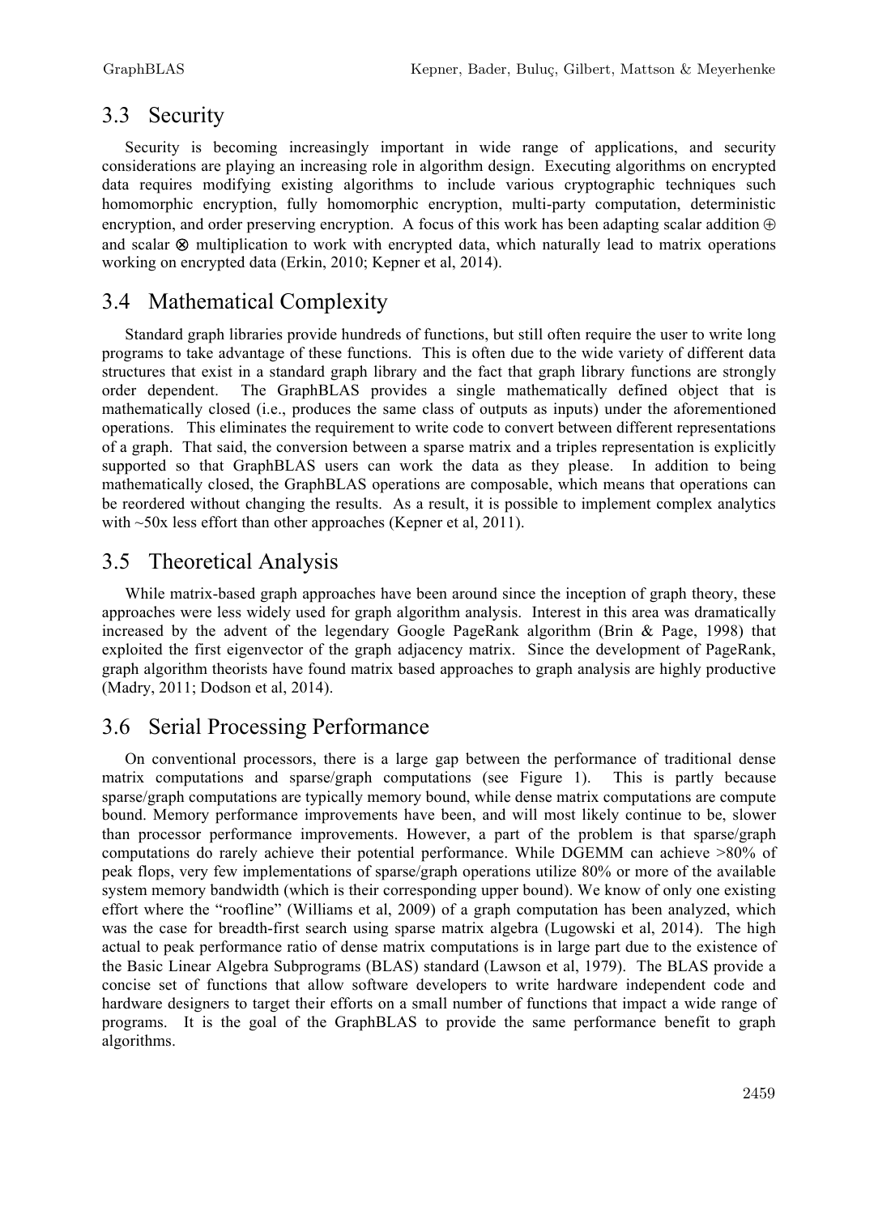## 3.3 Security

Security is becoming increasingly important in wide range of applications, and security considerations are playing an increasing role in algorithm design. Executing algorithms on encrypted data requires modifying existing algorithms to include various cryptographic techniques such homomorphic encryption, fully homomorphic encryption, multi-party computation, deterministic encryption, and order preserving encryption. A focus of this work has been adapting scalar addition $\oplus$ and scalar $\otimes$ multiplication to work with encrypted data, which naturally lead to matrix operations working on encrypted data (Erkin, 2010; Kepner et al, 2014).

## 3.4 Mathematical Complexity

Standard graph libraries provide hundreds of functions, but still often require the user to write long programs to take advantage of these functions. This is often due to the wide variety of different data structures that exist in a standard graph library and the fact that graph library functions are strongly order dependent. The GraphBLAS provides a single mathematically defined object that is mathematically closed (i.e., produces the same class of outputs as inputs) under the aforementioned operations. This eliminates the requirement to write code to convert between different representations of a graph. That said, the conversion between a sparse matrix and a triples representation is explicitly supported so that GraphBLAS users can work the data as they please. In addition to being mathematically closed, the GraphBLAS operations are composable, which means that operations can be reordered without changing the results. As a result, it is possible to implement complex analytics with ~50x less effort than other approaches (Kepner et al, 2011).

## 3.5 Theoretical Analysis

While matrix-based graph approaches have been around since the inception of graph theory, these approaches were less widely used for graph algorithm analysis. Interest in this area was dramatically increased by the advent of the legendary Google PageRank algorithm (Brin & Page, 1998) that exploited the first eigenvector of the graph adjacency matrix. Since the development of PageRank, graph algorithm theorists have found matrix based approaches to graph analysis are highly productive (Madry, 2011; Dodson et al, 2014).

## 3.6 Serial Processing Performance

On conventional processors, there is a large gap between the performance of traditional dense matrix computations and sparse/graph computations (see Figure 1). This is partly because sparse/graph computations are typically memory bound, while dense matrix computations are compute bound. Memory performance improvements have been, and will most likely continue to be, slower than processor performance improvements. However, a part of the problem is that sparse/graph computations do rarely achieve their potential performance. While DGEMM can achieve >80% of peak flops, very few implementations of sparse/graph operations utilize 80% or more of the available system memory bandwidth (which is their corresponding upper bound). We know of only one existing effort where the "roofline" (Williams et al, 2009) of a graph computation has been analyzed, which was the case for breadth-first search using sparse matrix algebra (Lugowski et al, 2014). The high actual to peak performance ratio of dense matrix computations is in large part due to the existence of the Basic Linear Algebra Subprograms (BLAS) standard (Lawson et al, 1979). The BLAS provide a concise set of functions that allow software developers to write hardware independent code and hardware designers to target their efforts on a small number of functions that impact a wide range of programs. It is the goal of the GraphBLAS to provide the same performance benefit to graph algorithms.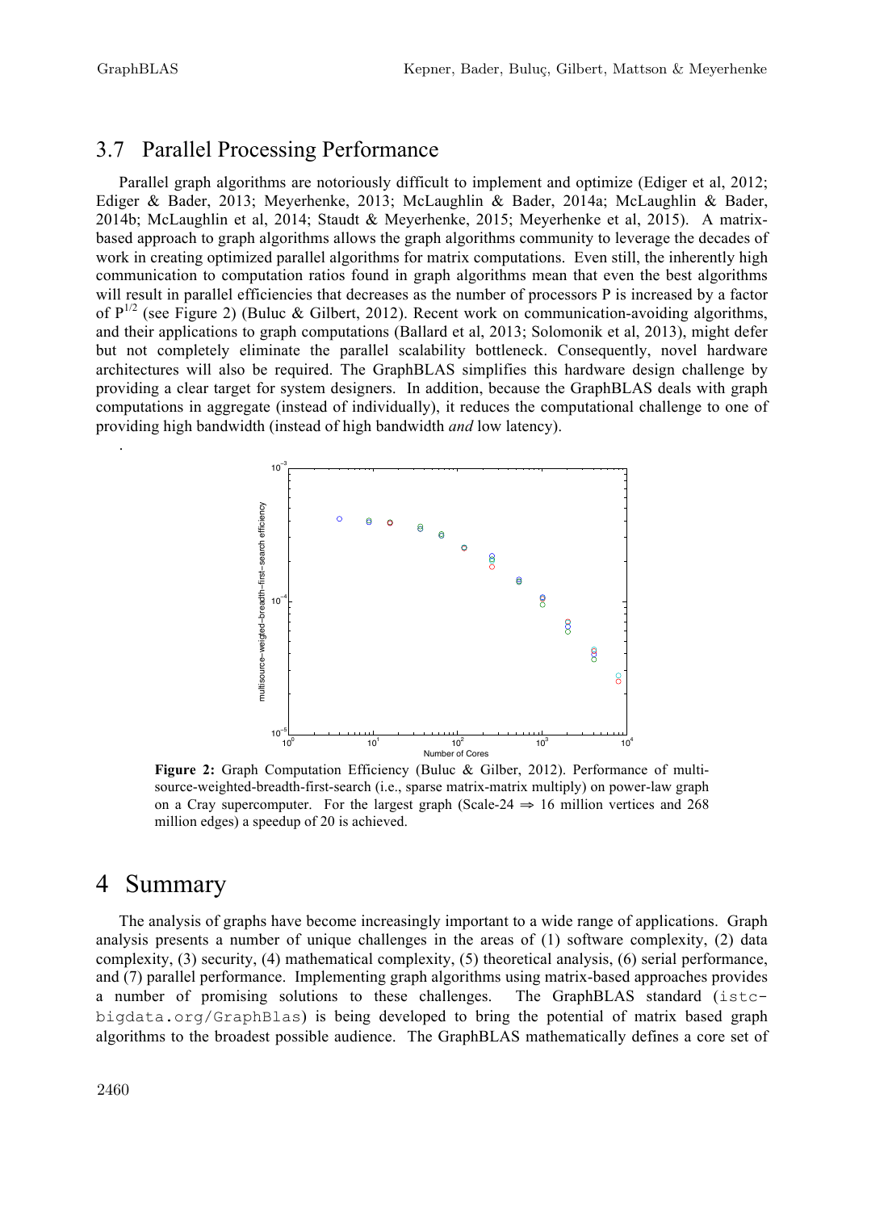## 3.7 Parallel Processing Performance

Parallel graph algorithms are notoriously difficult to implement and optimize (Ediger et al, 2012; Ediger & Bader, 2013; Meyerhenke, 2013; McLaughlin & Bader, 2014a; McLaughlin & Bader, 2014b; McLaughlin et al, 2014; Staudt & Meyerhenke, 2015; Meyerhenke et al, 2015). A matrix-based approach to graph algorithms allows the graph algorithms community to leverage the decades of work in creating optimized parallel algorithms for matrix computations. Even still, the inherently high communication to computation ratios found in graph algorithms mean that even the best algorithms will result in parallel efficiencies that decreases as the number of processors P is increased by a factor of $P^{1/2}$ (see Figure 2) (Buluc & Gilbert, 2012). Recent work on communication-avoiding algorithms, and their applications to graph computations (Ballard et al, 2013; Solomonik et al, 2013), might defer but not completely eliminate the parallel scalability bottleneck. Consequently, novel hardware architectures will also be required. The GraphBLAS simplifies this hardware design challenge by providing a clear target for system designers. In addition, because the GraphBLAS deals with graph computations in aggregate (instead of individually), it reduces the computational challenge to one of providing high bandwidth (instead of high bandwidth *and* low latency).

.

**Figure 2:** Graph Computation Efficiency (Buluc & Gilber, 2012). Performance of multi-source-weighted-breadth-first-search (i.e., sparse matrix-matrix multiply) on power-law graph on a Cray supercomputer. For the largest graph (Scale-24 ⇒ 16 million vertices and 268 million edges) a speedup of 20 is achieved.

# 4 Summary

The analysis of graphs have become increasingly important to a wide range of applications. Graph analysis presents a number of unique challenges in the areas of (1) software complexity, (2) data complexity, (3) security, (4) mathematical complexity, (5) theoretical analysis, (6) serial performance, and (7) parallel performance. Implementing graph algorithms using matrix-based approaches provides a number of promising solutions to these challenges. The GraphBLAS standard (`istc-bigdata.org/GraphBlas`) is being developed to bring the potential of matrix based graph algorithms to the broadest possible audience. The GraphBLAS mathematically defines a core set of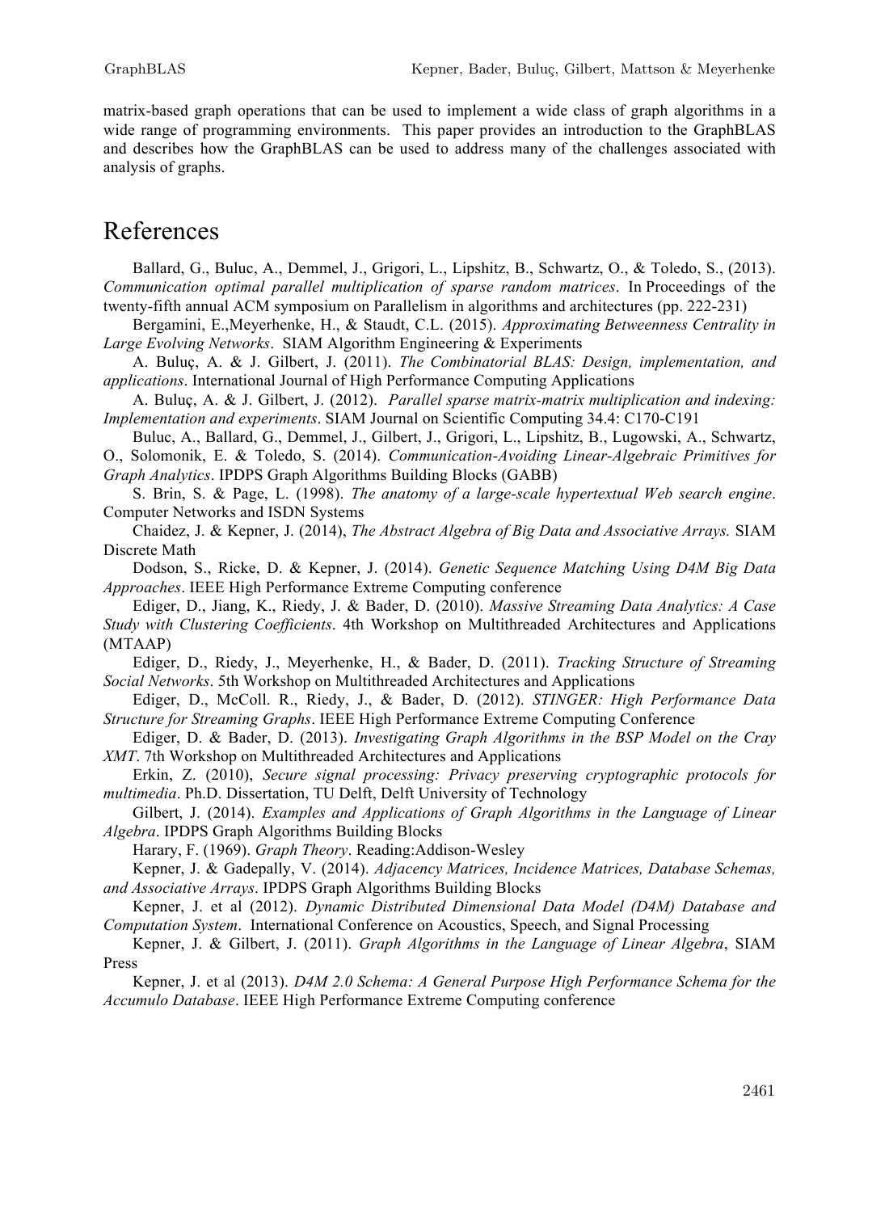matrix-based graph operations that can be used to implement a wide class of graph algorithms in a wide range of programming environments. This paper provides an introduction to the GraphBLAS and describes how the GraphBLAS can be used to address many of the challenges associated with analysis of graphs.

# References

Ballard, G., Buluc, A., Demmel, J., Grigori, L., Lipshitz, B., Schwartz, O., & Toledo, S., (2013). *Communication optimal parallel multiplication of sparse random matrices*. In Proceedings of the twenty-fifth annual ACM symposium on Parallelism in algorithms and architectures (pp. 222-231)

Bergamini, E.,Meyerhenke, H., & Staudt, C.L. (2015). *Approximating Betweenness Centrality in Large Evolving Networks*. SIAM Algorithm Engineering & Experiments

A. Buluç, A. & J. Gilbert, J. (2011). *The Combinatorial BLAS: Design, implementation, and applications*. International Journal of High Performance Computing Applications

A. Buluç, A. & J. Gilbert, J. (2012). *Parallel sparse matrix-matrix multiplication and indexing: Implementation and experiments*. SIAM Journal on Scientific Computing 34.4: C170-C191

Buluc, A., Ballard, G., Demmel, J., Gilbert, J., Grigori, L., Lipshitz, B., Lugowski, A., Schwartz, O., Solomonik, E. & Toledo, S. (2014). *Communication-Avoiding Linear-Algebraic Primitives for Graph Analytics*. IPDPS Graph Algorithms Building Blocks (GABB)

S. Brin, S. & Page, L. (1998). *The anatomy of a large-scale hypertextual Web search engine*. Computer Networks and ISDN Systems

Chaidez, J. & Kepner, J. (2014), *The Abstract Algebra of Big Data and Associative Arrays.* SIAM Discrete Math

Dodson, S., Ricke, D. & Kepner, J. (2014). *Genetic Sequence Matching Using D4M Big Data Approaches*. IEEE High Performance Extreme Computing conference

Ediger, D., Jiang, K., Riedy, J. & Bader, D. (2010). *Massive Streaming Data Analytics: A Case Study with Clustering Coefficients*. 4th Workshop on Multithreaded Architectures and Applications (MTAAP)

Ediger, D., Riedy, J., Meyerhenke, H., & Bader, D. (2011). *Tracking Structure of Streaming Social Networks*. 5th Workshop on Multithreaded Architectures and Applications

Ediger, D., McColl. R., Riedy, J., & Bader, D. (2012). *STINGER: High Performance Data Structure for Streaming Graphs*. IEEE High Performance Extreme Computing Conference

Ediger, D. & Bader, D. (2013). *Investigating Graph Algorithms in the BSP Model on the Cray XMT*. 7th Workshop on Multithreaded Architectures and Applications

Erkin, Z. (2010), *Secure signal processing: Privacy preserving cryptographic protocols for multimedia*. Ph.D. Dissertation, TU Delft, Delft University of Technology

Gilbert, J. (2014). *Examples and Applications of Graph Algorithms in the Language of Linear Algebra*. IPDPS Graph Algorithms Building Blocks

Harary, F. (1969). *Graph Theory*. Reading:Addison-Wesley

Kepner, J. & Gadepally, V. (2014). *Adjacency Matrices, Incidence Matrices, Database Schemas, and Associative Arrays*. IPDPS Graph Algorithms Building Blocks

Kepner, J. et al (2012). *Dynamic Distributed Dimensional Data Model (D4M) Database and Computation System*. International Conference on Acoustics, Speech, and Signal Processing

Kepner, J. & Gilbert, J. (2011). *Graph Algorithms in the Language of Linear Algebra*, SIAM Press

Kepner, J. et al (2013). *D4M 2.0 Schema: A General Purpose High Performance Schema for the Accumulo Database*. IEEE High Performance Extreme Computing conference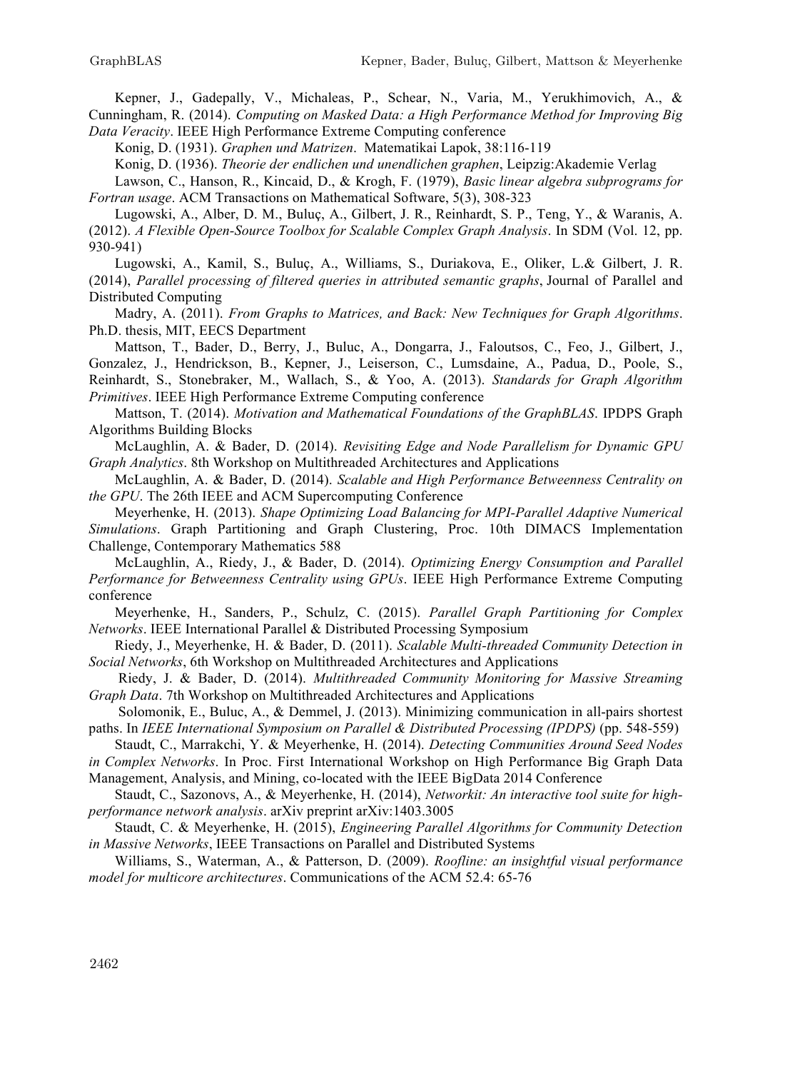Kepner, J., Gadepally, V., Michaleas, P., Schear, N., Varia, M., Yerukhimovich, A., & Cunningham, R. (2014). *Computing on Masked Data: a High Performance Method for Improving Big Data Veracity*. IEEE High Performance Extreme Computing conference

Konig, D. (1931). *Graphen und Matrizen*. Matematikai Lapok, 38:116-119

Konig, D. (1936). *Theorie der endlichen und unendlichen graphen*, Leipzig:Akademie Verlag

Lawson, C., Hanson, R., Kincaid, D., & Krogh, F. (1979), *Basic linear algebra subprograms for Fortran usage*. ACM Transactions on Mathematical Software, 5(3), 308-323

Lugowski, A., Alber, D. M., Buluç, A., Gilbert, J. R., Reinhardt, S. P., Teng, Y., & Waranis, A. (2012). *A Flexible Open-Source Toolbox for Scalable Complex Graph Analysis*. In SDM (Vol. 12, pp. 930-941)

Lugowski, A., Kamil, S., Buluç, A., Williams, S., Duriakova, E., Oliker, L.& Gilbert, J. R. (2014), *Parallel processing of filtered queries in attributed semantic graphs*, Journal of Parallel and Distributed Computing

Madry, A. (2011). *From Graphs to Matrices, and Back: New Techniques for Graph Algorithms*. Ph.D. thesis, MIT, EECS Department

Mattson, T., Bader, D., Berry, J., Buluc, A., Dongarra, J., Faloutsos, C., Feo, J., Gilbert, J., Gonzalez, J., Hendrickson, B., Kepner, J., Leiserson, C., Lumsdaine, A., Padua, D., Poole, S., Reinhardt, S., Stonebraker, M., Wallach, S., & Yoo, A. (2013). *Standards for Graph Algorithm Primitives*. IEEE High Performance Extreme Computing conference

Mattson, T. (2014). *Motivation and Mathematical Foundations of the GraphBLAS*. IPDPS Graph Algorithms Building Blocks

McLaughlin, A. & Bader, D. (2014). *Revisiting Edge and Node Parallelism for Dynamic GPU Graph Analytics*. 8th Workshop on Multithreaded Architectures and Applications

McLaughlin, A. & Bader, D. (2014). *Scalable and High Performance Betweenness Centrality on the GPU*. The 26th IEEE and ACM Supercomputing Conference

Meyerhenke, H. (2013). *Shape Optimizing Load Balancing for MPI-Parallel Adaptive Numerical Simulations*. Graph Partitioning and Graph Clustering, Proc. 10th DIMACS Implementation Challenge, Contemporary Mathematics 588

McLaughlin, A., Riedy, J., & Bader, D. (2014). *Optimizing Energy Consumption and Parallel Performance for Betweenness Centrality using GPUs*. IEEE High Performance Extreme Computing conference

Meyerhenke, H., Sanders, P., Schulz, C. (2015). *Parallel Graph Partitioning for Complex Networks*. IEEE International Parallel & Distributed Processing Symposium

Riedy, J., Meyerhenke, H. & Bader, D. (2011). *Scalable Multi-threaded Community Detection in Social Networks*, 6th Workshop on Multithreaded Architectures and Applications

Riedy, J. & Bader, D. (2014). *Multithreaded Community Monitoring for Massive Streaming Graph Data*. 7th Workshop on Multithreaded Architectures and Applications

Solomonik, E., Buluc, A., & Demmel, J. (2013). Minimizing communication in all-pairs shortest paths. In *IEEE International Symposium on Parallel & Distributed Processing (IPDPS)* (pp. 548-559)

Staudt, C., Marrakchi, Y. & Meyerhenke, H. (2014). *Detecting Communities Around Seed Nodes in Complex Networks*. In Proc. First International Workshop on High Performance Big Graph Data Management, Analysis, and Mining, co-located with the IEEE BigData 2014 Conference

Staudt, C., Sazonovs, A., & Meyerhenke, H. (2014), *Networkit: An interactive tool suite for high-performance network analysis*. arXiv preprint arXiv:1403.3005

Staudt, C. & Meyerhenke, H. (2015), *Engineering Parallel Algorithms for Community Detection in Massive Networks*, IEEE Transactions on Parallel and Distributed Systems

Williams, S., Waterman, A., & Patterson, D. (2009). *Roofline: an insightful visual performance model for multicore architectures*. Communications of the ACM 52.4: 65-76